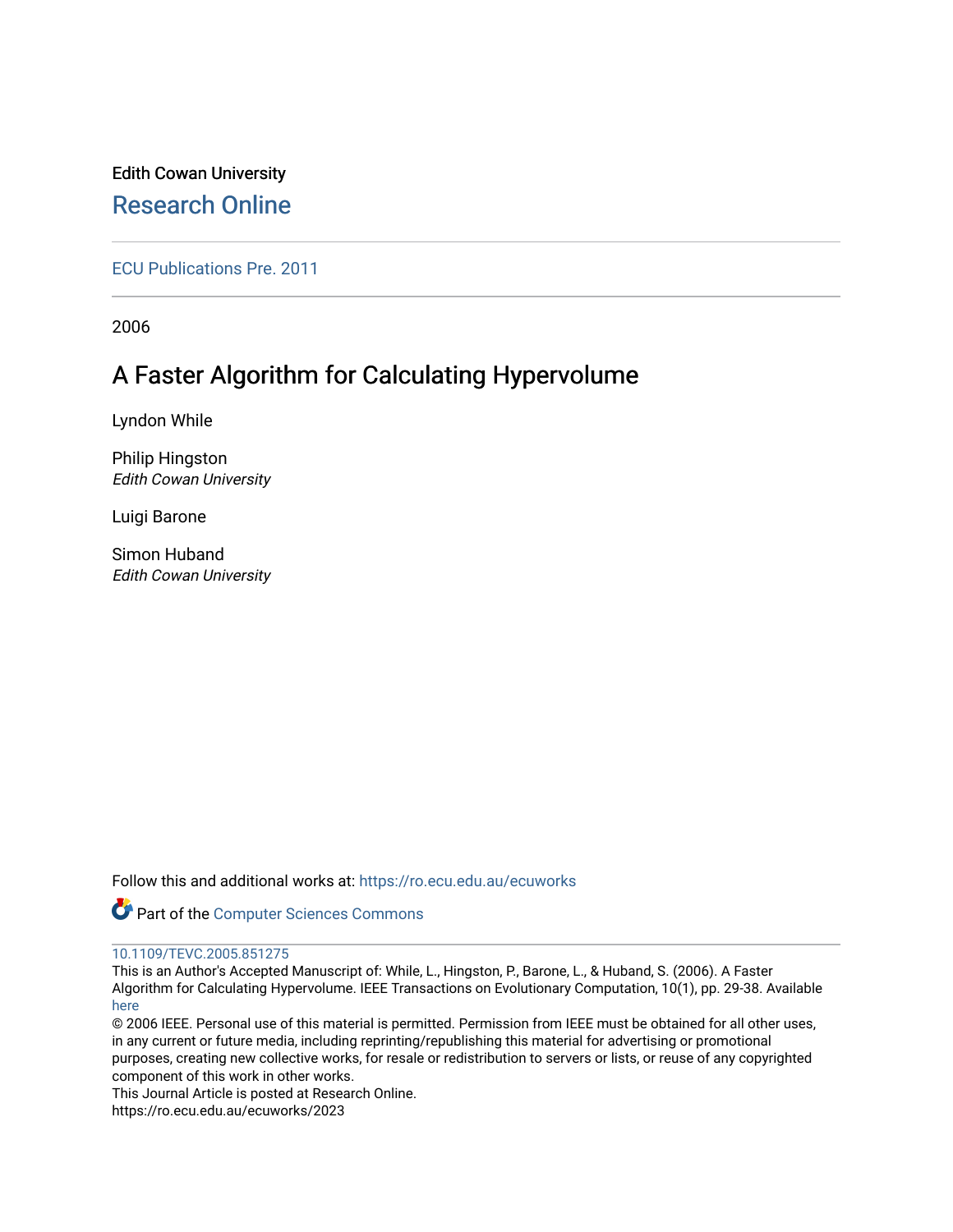Edith Cowan University

## Research Online

ECU Publications Pre. 2011

2006

# A Faster Algorithm for Calculating Hypervolume

Lyndon While

Philip Hingston
*Edith Cowan University*

Luigi Barone

Simon Huband
*Edith Cowan University*

Follow this and additional works at: https://ro.ecu.edu.au/ecuworks

Part of the Computer Sciences Commons

10.1109/TEVC.2005.851275

This is an Author's Accepted Manuscript of: While, L., Hingston, P., Barone, L., & Huband, S. (2006). A Faster Algorithm for Calculating Hypervolume. IEEE Transactions on Evolutionary Computation, 10(1), pp. 29-38. Available here

© 2006 IEEE. Personal use of this material is permitted. Permission from IEEE must be obtained for all other uses, in any current or future media, including reprinting/republishing this material for advertising or promotional purposes, creating new collective works, for resale or redistribution to servers or lists, or reuse of any copyrighted component of this work in other works.

This Journal Article is posted at Research Online.

https://ro.ecu.edu.au/ecuworks/2023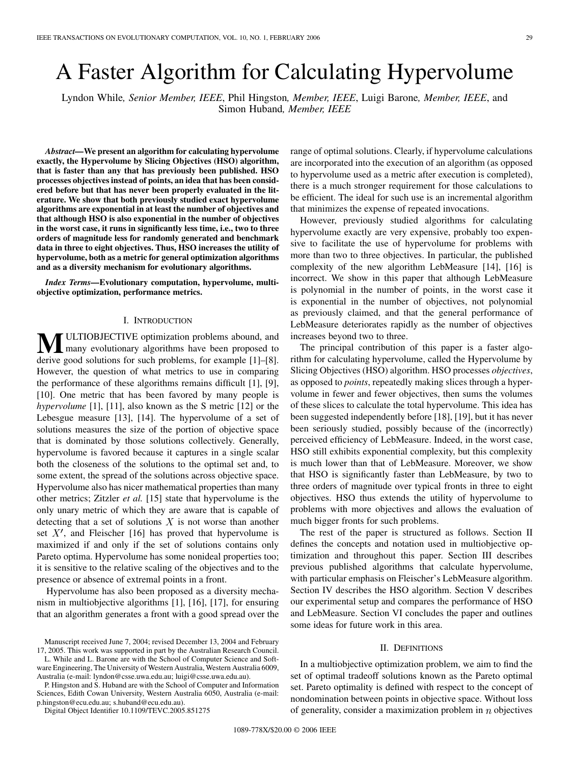# A Faster Algorithm for Calculating Hypervolume

Lyndon While, *Senior Member, IEEE*, Phil Hingston, *Member, IEEE*, Luigi Barone, *Member, IEEE*, and Simon Huband, *Member, IEEE*

***Abstract*—We present an algorithm for calculating hypervolume exactly, the Hypervolume by Slicing Objectives (HSO) algorithm, that is faster than any that has previously been published. HSO processes objectives instead of points, an idea that has been considered before but that has never been properly evaluated in the literature. We show that both previously studied exact hypervolume algorithms are exponential in at least the number of objectives and that although HSO is also exponential in the number of objectives in the worst case, it runs in significantly less time, i.e., two to three orders of magnitude less for randomly generated and benchmark data in three to eight objectives. Thus, HSO increases the utility of hypervolume, both as a metric for general optimization algorithms and as a diversity mechanism for evolutionary algorithms.**

***Index Terms*—Evolutionary computation, hypervolume, multiobjective optimization, performance metrics.**

## I. Introduction

Multiobjective optimization problems abound, and many evolutionary algorithms have been proposed to derive good solutions for such problems, for example [1]–[8]. However, the question of what metrics to use in comparing the performance of these algorithms remains difficult [1], [9], [10]. One metric that has been favored by many people is *hypervolume* [1], [11], also known as the S metric [12] or the Lebesgue measure [13], [14]. The hypervolume of a set of solutions measures the size of the portion of objective space that is dominated by those solutions collectively. Generally, hypervolume is favored because it captures in a single scalar both the closeness of the solutions to the optimal set and, to some extent, the spread of the solutions across objective space. Hypervolume also has nicer mathematical properties than many other metrics; Zitzler *et al.* [15] state that hypervolume is the only unary metric of which they are aware that is capable of detecting that a set of solutions $X$ is not worse than another set $X'$, and Fleischer [16] has proved that hypervolume is maximized if and only if the set of solutions contains only Pareto optima. Hypervolume has some nonideal properties too; it is sensitive to the relative scaling of the objectives and to the presence or absence of extremal points in a front.

Hypervolume has also been proposed as a diversity mechanism in multiobjective algorithms [1], [16], [17], for ensuring that an algorithm generates a front with a good spread over the range of optimal solutions. Clearly, if hypervolume calculations are incorporated into the execution of an algorithm (as opposed to hypervolume used as a metric after execution is completed), there is a much stronger requirement for those calculations to be efficient. The ideal for such use is an incremental algorithm that minimizes the expense of repeated invocations.

However, previously studied algorithms for calculating hypervolume exactly are very expensive, probably too expensive to facilitate the use of hypervolume for problems with more than two to three objectives. In particular, the published complexity of the new algorithm LebMeasure [14], [16] is incorrect. We show in this paper that although LebMeasure is polynomial in the number of points, in the worst case it is exponential in the number of objectives, not polynomial as previously claimed, and that the general performance of LebMeasure deteriorates rapidly as the number of objectives increases beyond two to three.

The principal contribution of this paper is a faster algorithm for calculating hypervolume, called the Hypervolume by Slicing Objectives (HSO) algorithm. HSO processes *objectives*, as opposed to *points*, repeatedly making slices through a hypervolume in fewer and fewer objectives, then sums the volumes of these slices to calculate the total hypervolume. This idea has been suggested independently before [18], [19], but it has never been seriously studied, possibly because of the (incorrectly) perceived efficiency of LebMeasure. Indeed, in the worst case, HSO still exhibits exponential complexity, but this complexity is much lower than that of LebMeasure. Moreover, we show that HSO is significantly faster than LebMeasure, by two to three orders of magnitude over typical fronts in three to eight objectives. HSO thus extends the utility of hypervolume to problems with more objectives and allows the evaluation of much bigger fronts for such problems.

The rest of the paper is structured as follows. Section II defines the concepts and notation used in multiobjective optimization and throughout this paper. Section III describes previous published algorithms that calculate hypervolume, with particular emphasis on Fleischer's LebMeasure algorithm. Section IV describes the HSO algorithm. Section V describes our experimental setup and compares the performance of HSO and LebMeasure. Section VI concludes the paper and outlines some ideas for future work in this area.

## II. Definitions

In a multiobjective optimization problem, we aim to find the set of optimal tradeoff solutions known as the Pareto optimal set. Pareto optimality is defined with respect to the concept of nondomination between points in objective space. Without loss of generality, consider a maximization problem in $n$ objectives

---

Manuscript received June 7, 2004; revised December 13, 2004 and February 17, 2005. This work was supported in part by the Australian Research Council.

L. While and L. Barone are with the School of Computer Science and Software Engineering, The University of Western Australia, Western Australia 6009, Australia (e-mail: lyndon@csse.uwa.edu.au; luigi@csse.uwa.edu.au).

P. Hingston and S. Huband are with the School of Computer and Information Sciences, Edith Cowan University, Western Australia 6050, Australia (e-mail: p.hingston@ecu.edu.au; s.huband@ecu.edu.au).

Digital Object Identifier 10.1109/TEVC.2005.851275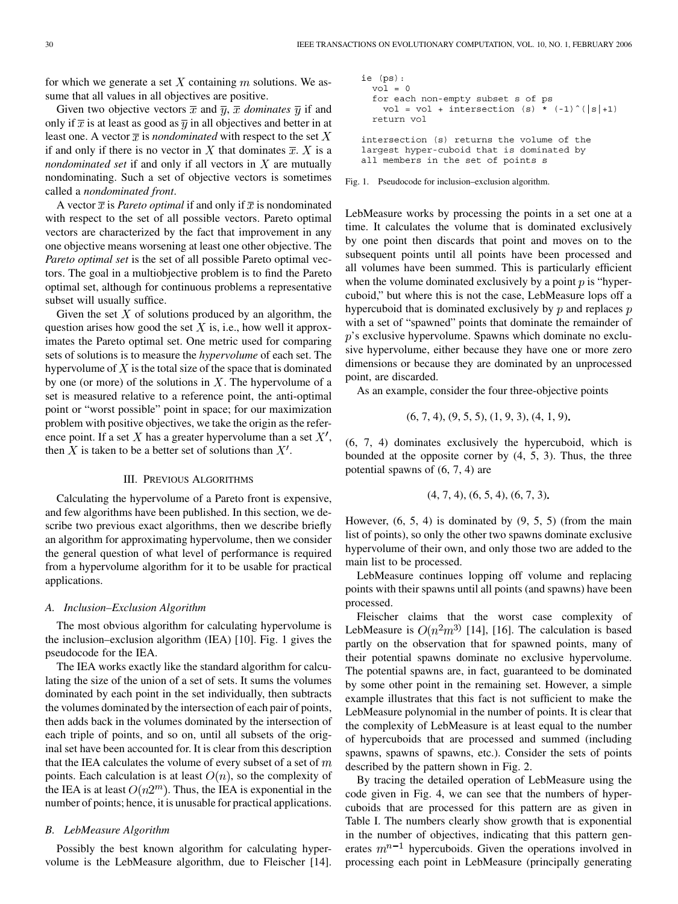for which we generate a set $X$ containing $m$ solutions. We assume that all values in all objectives are positive.

Given two objective vectors $\overline{x}$ and $\overline{y}$, $\overline{x}$ *dominates* $\overline{y}$ if and only if $\overline{x}$ is at least as good as $\overline{y}$ in all objectives and better in at least one. A vector $\overline{x}$ is *nondominated* with respect to the set $X$ if and only if there is no vector in $X$ that dominates $\overline{x}$. $X$ is a *nondominated set* if and only if all vectors in $X$ are mutually nondominating. Such a set of objective vectors is sometimes called a *nondominated front*.

A vector $\overline{x}$ is *Pareto optimal* if and only if $\overline{x}$ is nondominated with respect to the set of all possible vectors. Pareto optimal vectors are characterized by the fact that improvement in any one objective means worsening at least one other objective. The *Pareto optimal set* is the set of all possible Pareto optimal vectors. The goal in a multiobjective problem is to find the Pareto optimal set, although for continuous problems a representative subset will usually suffice.

Given the set $X$ of solutions produced by an algorithm, the question arises how good the set $X$ is, i.e., how well it approximates the Pareto optimal set. One metric used for comparing sets of solutions is to measure the *hypervolume* of each set. The hypervolume of $X$ is the total size of the space that is dominated by one (or more) of the solutions in $X$. The hypervolume of a set is measured relative to a reference point, the anti-optimal point or "worst possible" point in space; for our maximization problem with positive objectives, we take the origin as the reference point. If a set $X$ has a greater hypervolume than a set $X'$, then $X$ is taken to be a better set of solutions than $X'$.

## III. Previous Algorithms

Calculating the hypervolume of a Pareto front is expensive, and few algorithms have been published. In this section, we describe two previous exact algorithms, then we describe briefly an algorithm for approximating hypervolume, then we consider the general question of what level of performance is required from a hypervolume algorithm for it to be usable for practical applications.

### A. Inclusion–Exclusion Algorithm

The most obvious algorithm for calculating hypervolume is the inclusion–exclusion algorithm (IEA) [10]. Fig. 1 gives the pseudocode for the IEA.

The IEA works exactly like the standard algorithm for calculating the size of the union of a set of sets. It sums the volumes dominated by each point in the set individually, then subtracts the volumes dominated by the intersection of each pair of points, then adds back in the volumes dominated by the intersection of each triple of points, and so on, until all subsets of the original set have been accounted for. It is clear from this description that the IEA calculates the volume of every subset of a set of $m$ points. Each calculation is at least $O(n)$, so the complexity of the IEA is at least $O(n2^m)$. Thus, the IEA is exponential in the number of points; hence, it is unusable for practical applications.

### B. LebMeasure Algorithm

Possibly the best known algorithm for calculating hypervolume is the LebMeasure algorithm, due to Fleischer [14].

```
ie (ps):
  vol = 0
  for each non-empty subset s of ps
    vol = vol + intersection (s) * (-1)^(|s|+1)
  return vol

intersection (s) returns the volume of the
largest hyper-cuboid that is dominated by
all members in the set of points s
```

Fig. 1. Pseudocode for inclusion–exclusion algorithm.

LebMeasure works by processing the points in a set one at a time. It calculates the volume that is dominated exclusively by one point then discards that point and moves on to the subsequent points until all points have been processed and all volumes have been summed. This is particularly efficient when the volume dominated exclusively by a point $p$ is "hypercuboid," but where this is not the case, LebMeasure lops off a hypercuboid that is dominated exclusively by $p$ and replaces $p$ with a set of "spawned" points that dominate the remainder of $p$'s exclusive hypervolume. Spawns which dominate no exclusive hypervolume, either because they have one or more zero dimensions or because they are dominated by an unprocessed point, are discarded.

As an example, consider the four three-objective points

$$(6, 7, 4), (9, 5, 5), (1, 9, 3), (4, 1, 9).$$

(6, 7, 4) dominates exclusively the hypercuboid, which is bounded at the opposite corner by (4, 5, 3). Thus, the three potential spawns of (6, 7, 4) are

$$(4, 7, 4), (6, 5, 4), (6, 7, 3).$$

However, (6, 5, 4) is dominated by (9, 5, 5) (from the main list of points), so only the other two spawns dominate exclusive hypervolume of their own, and only those two are added to the main list to be processed.

LebMeasure continues lopping off volume and replacing points with their spawns until all points (and spawns) have been processed.

Fleischer claims that the worst case complexity of LebMeasure is $O(n^2m^3)$ [14], [16]. The calculation is based partly on the observation that for spawned points, many of their potential spawns dominate no exclusive hypervolume. The potential spawns are, in fact, guaranteed to be dominated by some other point in the remaining set. However, a simple example illustrates that this fact is not sufficient to make the LebMeasure polynomial in the number of points. It is clear that the complexity of LebMeasure is at least equal to the number of hypercuboids that are processed and summed (including spawns, spawns of spawns, etc.). Consider the sets of points described by the pattern shown in Fig. 2.

By tracing the detailed operation of LebMeasure using the code given in Fig. 4, we can see that the numbers of hypercuboids that are processed for this pattern are as given in Table I. The numbers clearly show growth that is exponential in the number of objectives, indicating that this pattern generates $m^{n-1}$ hypercuboids. Given the operations involved in processing each point in LebMeasure (principally generating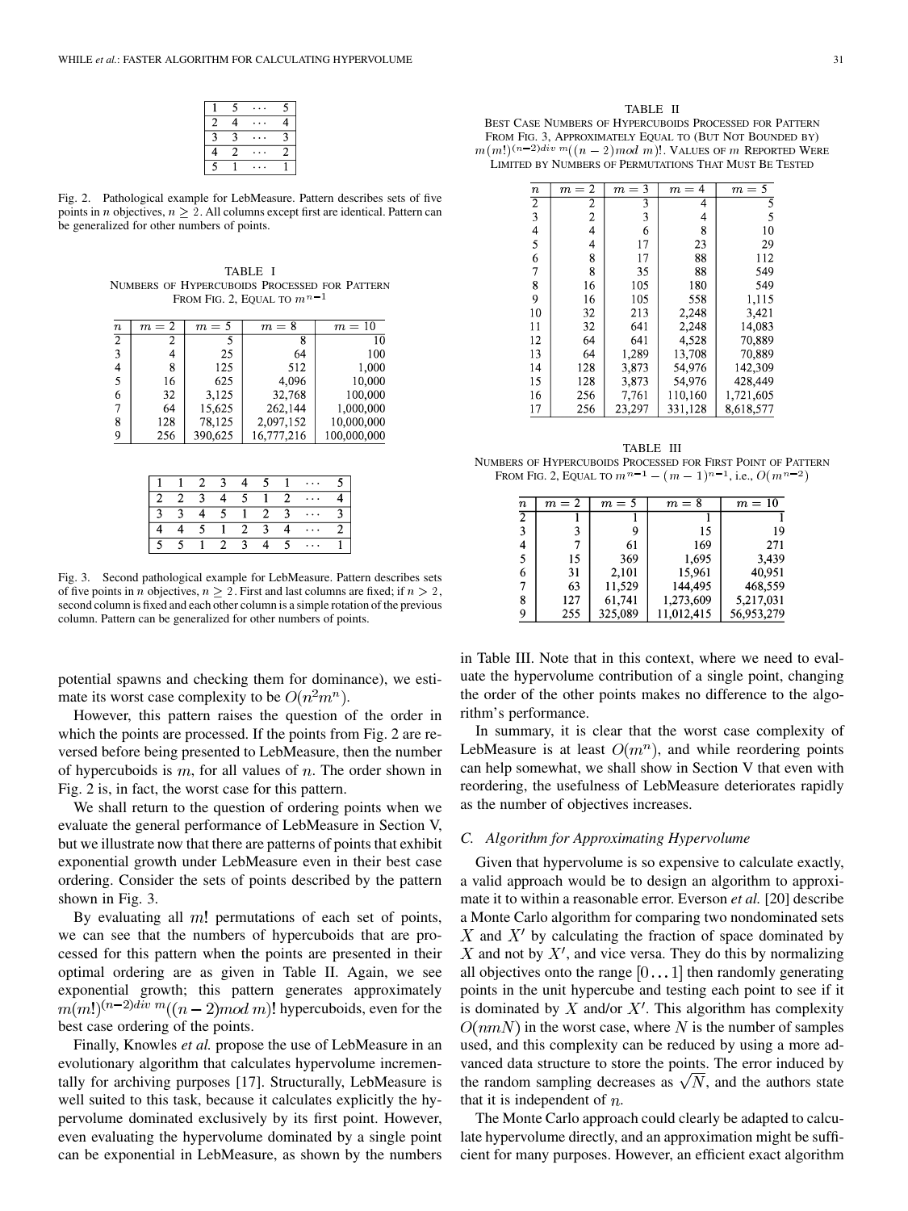| 1 | 5 | $\cdots$ | 5 |
|---|---|---|---|
| 2 | 4 | $\cdots$ | 4 |
| 3 | 3 | $\cdots$ | 3 |
| 4 | 2 | $\cdots$ | 2 |
| 5 | 1 | $\cdots$ | 1 |

Fig. 2. Pathological example for LebMeasure. Pattern describes sets of five points in $n$ objectives, $n \geq 2$. All columns except first are identical. Pattern can be generalized for other numbers of points.

TABLE I
NUMBERS OF HYPERCUBOIDS PROCESSED FOR PATTERN FROM FIG. 2, EQUAL TO $m^{n-1}$

| $n$ | $m = 2$ | $m = 5$ | $m = 8$ | $m = 10$ |
|---|---|---|---|---|
| 2 | 2 | 5 | 8 | 10 |
| 3 | 4 | 25 | 64 | 100 |
| 4 | 8 | 125 | 512 | 1,000 |
| 5 | 16 | 625 | 4,096 | 10,000 |
| 6 | 32 | 3,125 | 32,768 | 100,000 |
| 7 | 64 | 15,625 | 262,144 | 1,000,000 |
| 8 | 128 | 78,125 | 2,097,152 | 10,000,000 |
| 9 | 256 | 390,625 | 16,777,216 | 100,000,000 |

| 1 | 1 | 2 | 3 | 4 | 5 | 1 | $\cdots$ | 5 |
|---|---|---|---|---|---|---|---|---|
| 2 | 2 | 3 | 4 | 5 | 1 | 2 | $\cdots$ | 4 |
| 3 | 3 | 4 | 5 | 1 | 2 | 3 | $\cdots$ | 3 |
| 4 | 4 | 5 | 1 | 2 | 3 | 4 | $\cdots$ | 2 |
| 5 | 5 | 1 | 2 | 3 | 4 | 5 | $\cdots$ | 1 |

Fig. 3. Second pathological example for LebMeasure. Pattern describes sets of five points in $n$ objectives, $n \geq 2$. First and last columns are fixed; if $n > 2$, second column is fixed and each other column is a simple rotation of the previous column. Pattern can be generalized for other numbers of points.

potential spawns and checking them for dominance), we estimate its worst case complexity to be $O(n^2 m^n)$.

However, this pattern raises the question of the order in which the points are processed. If the points from Fig. 2 are reversed before being presented to LebMeasure, then the number of hypercuboids is $m$, for all values of $n$. The order shown in Fig. 2 is, in fact, the worst case for this pattern.

We shall return to the question of ordering points when we evaluate the general performance of LebMeasure in Section V, but we illustrate now that there are patterns of points that exhibit exponential growth under LebMeasure even in their best case ordering. Consider the sets of points described by the pattern shown in Fig. 3.

By evaluating all $m!$ permutations of each set of points, we can see that the numbers of hypercuboids that are processed for this pattern when the points are presented in their optimal ordering are as given in Table II. Again, we see exponential growth; this pattern generates approximately $m(m!)^{(n-2) div\ m}((n-2) mod\ m)!$ hypercuboids, even for the best case ordering of the points.

Finally, Knowles *et al.* propose the use of LebMeasure in an evolutionary algorithm that calculates hypervolume incrementally for archiving purposes [17]. Structurally, LebMeasure is well suited to this task, because it calculates explicitly the hypervolume dominated exclusively by its first point. However, even evaluating the hypervolume dominated by a single point can be exponential in LebMeasure, as shown by the numbers

TABLE II
BEST CASE NUMBERS OF HYPERCUBOIDS PROCESSED FOR PATTERN FROM FIG. 3, APPROXIMATELY EQUAL TO (BUT NOT BOUNDED BY) $m(m!)^{(n-2) div\ m}((n-2) mod\ m)!$. VALUES OF $m$ REPORTED WERE LIMITED BY NUMBERS OF PERMUTATIONS THAT MUST BE TESTED

| $n$ | $m = 2$ | $m = 3$ | $m = 4$ | $m = 5$ |
|---|---|---|---|---|
| 2 | 2 | 3 | 4 | 5 |
| 3 | 2 | 3 | 4 | 5 |
| 4 | 4 | 6 | 8 | 10 |
| 5 | 4 | 17 | 23 | 29 |
| 6 | 8 | 17 | 88 | 112 |
| 7 | 8 | 35 | 88 | 549 |
| 8 | 16 | 105 | 180 | 549 |
| 9 | 16 | 105 | 558 | 1,115 |
| 10 | 32 | 213 | 2,248 | 3,421 |
| 11 | 32 | 641 | 2,248 | 14,083 |
| 12 | 64 | 641 | 4,528 | 70,889 |
| 13 | 64 | 1,289 | 13,708 | 70,889 |
| 14 | 128 | 3,873 | 54,976 | 142,309 |
| 15 | 128 | 3,873 | 54,976 | 428,449 |
| 16 | 256 | 7,761 | 110,160 | 1,721,605 |
| 17 | 256 | 23,297 | 331,128 | 8,618,577 |

TABLE III
NUMBERS OF HYPERCUBOIDS PROCESSED FOR FIRST POINT OF PATTERN FROM FIG. 2, EQUAL TO $m^{n-1} - (m-1)^{n-1}$, i.e., $O(m^{n-2})$

| $n$ | $m = 2$ | $m = 5$ | $m = 8$ | $m = 10$ |
|---|---|---|---|---|
| 2 | 1 | 1 | 1 | 1 |
| 3 | 3 | 9 | 15 | 19 |
| 4 | 7 | 61 | 169 | 271 |
| 5 | 15 | 369 | 1,695 | 3,439 |
| 6 | 31 | 2,101 | 15,961 | 40,951 |
| 7 | 63 | 11,529 | 144,495 | 468,559 |
| 8 | 127 | 61,741 | 1,273,609 | 5,217,031 |
| 9 | 255 | 325,089 | 11,012,415 | 56,953,279 |

in Table III. Note that in this context, where we need to evaluate the hypervolume contribution of a single point, changing the order of the other points makes no difference to the algorithm's performance.

In summary, it is clear that the worst case complexity of LebMeasure is at least $O(m^n)$, and while reordering points can help somewhat, we shall show in Section V that even with reordering, the usefulness of LebMeasure deteriorates rapidly as the number of objectives increases.

### C. Algorithm for Approximating Hypervolume

Given that hypervolume is so expensive to calculate exactly, a valid approach would be to design an algorithm to approximate it to within a reasonable error. Everson *et al.* [20] describe a Monte Carlo algorithm for comparing two nondominated sets $X$ and $X'$ by calculating the fraction of space dominated by $X$ and not by $X'$, and vice versa. They do this by normalizing all objectives onto the range $[0 \ldots 1]$ then randomly generating points in the unit hypercube and testing each point to see if it is dominated by $X$ and/or $X'$. This algorithm has complexity $O(nmN)$ in the worst case, where $N$ is the number of samples used, and this complexity can be reduced by using a more advanced data structure to store the points. The error induced by the random sampling decreases as $\sqrt{N}$, and the authors state that it is independent of $n$.

The Monte Carlo approach could clearly be adapted to calculate hypervolume directly, and an approximation might be sufficient for many purposes. However, an efficient exact algorithm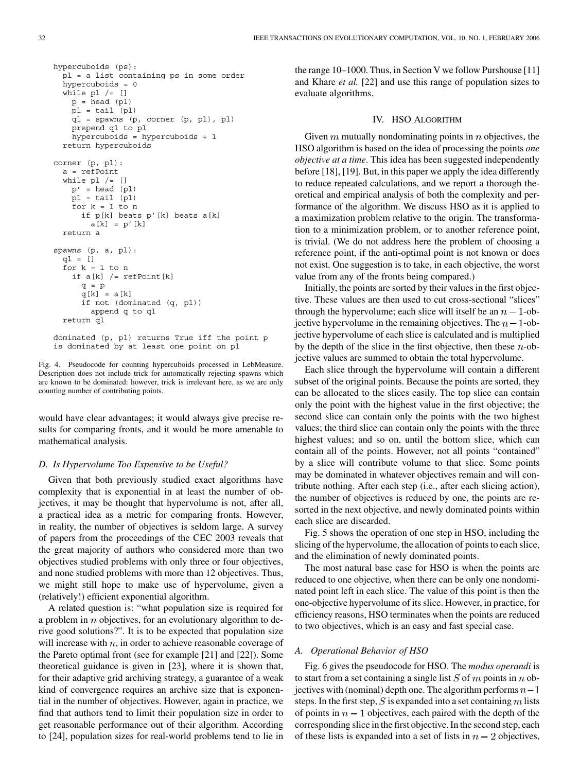```
hypercuboids (ps):
  pl = a list containing ps in some order
  hypercuboids = 0
  while pl /= []
    p = head (pl)
    pl = tail (pl)
    ql = spawns (p, corner (p, pl), pl)
    prepend ql to pl
    hypercuboids = hypercuboids + 1
  return hypercuboids

corner (p, pl):
  a = refPoint
  while pl /= []
    p' = head (pl)
    pl = tail (pl)
    for k = 1 to n
      if p[k] beats p'[k] beats a[k]
        a[k] = p'[k]
  return a

spawns (p, a, pl):
  ql = []
  for k = 1 to n
    if a[k] /= refPoint[k]
      q = p
      q[k] = a[k]
      if not (dominated (q, pl))
        append q to ql
  return ql

dominated (p, pl) returns True iff the point p
is dominated by at least one point on pl
```

Fig. 4. Pseudocode for counting hypercuboids processed in LebMeasure. Description does not include trick for automatically rejecting spawns which are known to be dominated: however, trick is irrelevant here, as we are only counting number of contributing points.

would have clear advantages; it would always give precise results for comparing fronts, and it would be more amenable to mathematical analysis.

### D. Is Hypervolume Too Expensive to be Useful?

Given that both previously studied exact algorithms have complexity that is exponential in at least the number of objectives, it may be thought that hypervolume is not, after all, a practical idea as a metric for comparing fronts. However, in reality, the number of objectives is seldom large. A survey of papers from the proceedings of the CEC 2003 reveals that the great majority of authors who considered more than two objectives studied problems with only three or four objectives, and none studied problems with more than 12 objectives. Thus, we might still hope to make use of hypervolume, given a (relatively!) efficient exponential algorithm.

A related question is: "what population size is required for a problem in $n$ objectives, for an evolutionary algorithm to derive good solutions?". It is to be expected that population size will increase with $n$, in order to achieve reasonable coverage of the Pareto optimal front (see for example [21] and [22]). Some theoretical guidance is given in [23], where it is shown that, for their adaptive grid archiving strategy, a guarantee of a weak kind of convergence requires an archive size that is exponential in the number of objectives. However, again in practice, we find that authors tend to limit their population size in order to get reasonable performance out of their algorithm. According to [24], population sizes for real-world problems tend to lie in the range 10–1000. Thus, in Section V we follow Purshouse [11] and Khare *et al.* [22] and use this range of population sizes to evaluate algorithms.

## IV. HSO Algorithm

Given $m$ mutually nondominating points in $n$ objectives, the HSO algorithm is based on the idea of processing the points *one objective at a time*. This idea has been suggested independently before [18], [19]. But, in this paper we apply the idea differently to reduce repeated calculations, and we report a thorough theoretical and empirical analysis of both the complexity and performance of the algorithm. We discuss HSO as it is applied to a maximization problem relative to the origin. The transformation to a minimization problem, or to another reference point, is trivial. (We do not address here the problem of choosing a reference point, if the anti-optimal point is not known or does not exist. One suggestion is to take, in each objective, the worst value from any of the fronts being compared.)

Initially, the points are sorted by their values in the first objective. These values are then used to cut cross-sectional "slices" through the hypervolume; each slice will itself be an $n-1$-objective hypervolume in the remaining objectives. The $n-1$-objective hypervolume of each slice is calculated and is multiplied by the depth of the slice in the first objective, then these $n$-objective values are summed to obtain the total hypervolume.

Each slice through the hypervolume will contain a different subset of the original points. Because the points are sorted, they can be allocated to the slices easily. The top slice can contain only the point with the highest value in the first objective; the second slice can contain only the points with the two highest values; the third slice can contain only the points with the three highest values; and so on, until the bottom slice, which can contain all of the points. However, not all points "contained" by a slice will contribute volume to that slice. Some points may be dominated in whatever objectives remain and will contribute nothing. After each step (i.e., after each slicing action), the number of objectives is reduced by one, the points are resorted in the next objective, and newly dominated points within each slice are discarded.

Fig. 5 shows the operation of one step in HSO, including the slicing of the hypervolume, the allocation of points to each slice, and the elimination of newly dominated points.

The most natural base case for HSO is when the points are reduced to one objective, when there can be only one nondominated point left in each slice. The value of this point is then the one-objective hypervolume of its slice. However, in practice, for efficiency reasons, HSO terminates when the points are reduced to two objectives, which is an easy and fast special case.

### A. Operational Behavior of HSO

Fig. 6 gives the pseudocode for HSO. The *modus operandi* is to start from a set containing a single list $S$ of $m$ points in $n$ objectives with (nominal) depth one. The algorithm performs $n-1$ steps. In the first step, $S$ is expanded into a set containing $m$ lists of points in $n-1$ objectives, each paired with the depth of the corresponding slice in the first objective. In the second step, each of these lists is expanded into a set of lists in $n-2$ objectives,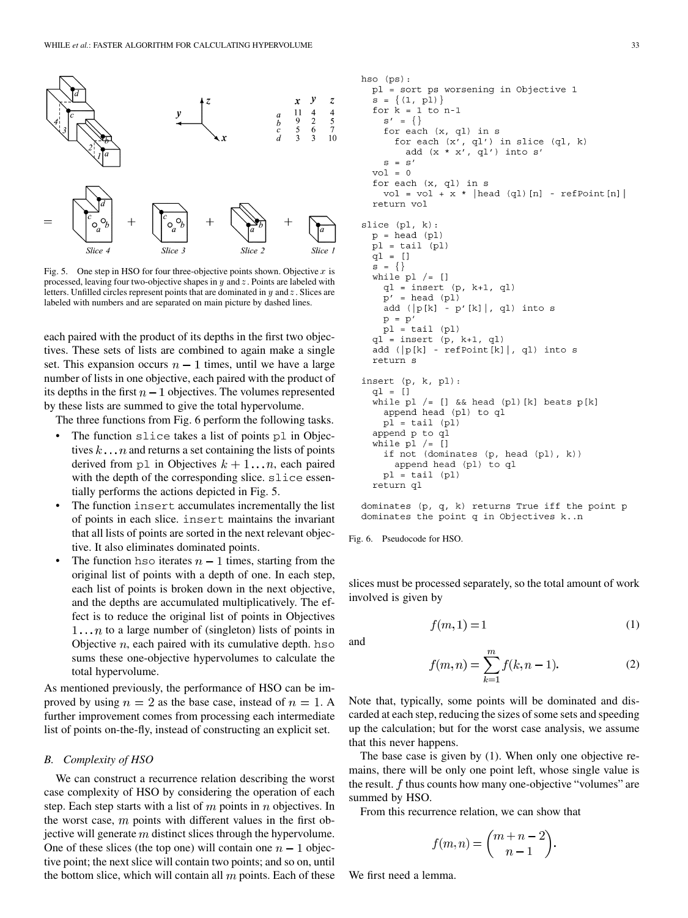Fig. 5. One step in HSO for four three-objective points shown. Objective $x$ is processed, leaving four two-objective shapes in $y$ and $z$. Points are labeled with letters. Unfilled circles represent points that are dominated in $y$ and $z$. Slices are labeled with numbers and are separated on main picture by dashed lines.

|   | $x$ | $y$ | $z$ |
|---|---|---|---|
| $a$ | 11 | 4 | 4 |
| $b$ | 9 | 2 | 5 |
| $c$ | 5 | 6 | 7 |
| $d$ | 3 | 3 | 10 |

each paired with the product of its depths in the first two objectives. These sets of lists are combined to again make a single set. This expansion occurs $n-1$ times, until we have a large number of lists in one objective, each paired with the product of its depths in the first $n-1$ objectives. The volumes represented by these lists are summed to give the total hypervolume.

The three functions from Fig. 6 perform the following tasks.

- The function slice takes a list of points pl in Objectives $k \ldots n$ and returns a set containing the lists of points derived from pl in Objectives $k+1 \ldots n$, each paired with the depth of the corresponding slice. slice essentially performs the actions depicted in Fig. 5.
- The function insert accumulates incrementally the list of points in each slice. insert maintains the invariant that all lists of points are sorted in the next relevant objective. It also eliminates dominated points.
- The function hso iterates $n-1$ times, starting from the original list of points with a depth of one. In each step, each list of points is broken down in the next objective, and the depths are accumulated multiplicatively. The effect is to reduce the original list of points in Objectives $1 \ldots n$ to a large number of (singleton) lists of points in Objective $n$, each paired with its cumulative depth. hso sums these one-objective hypervolumes to calculate the total hypervolume.

As mentioned previously, the performance of HSO can be improved by using $n = 2$ as the base case, instead of $n = 1$. A further improvement comes from processing each intermediate list of points on-the-fly, instead of constructing an explicit set.

### B. Complexity of HSO

We can construct a recurrence relation describing the worst case complexity of HSO by considering the operation of each step. Each step starts with a list of $m$ points in $n$ objectives. In the worst case, $m$ points with different values in the first objective will generate $m$ distinct slices through the hypervolume. One of these slices (the top one) will contain one $n-1$ objective point; the next slice will contain two points; and so on, until the bottom slice, which will contain all $m$ points. Each of these slices must be processed separately, so the total amount of work involved is given by

$$f(m,1) = 1 \tag{1}$$

and

$$f(m,n) = \sum_{k=1}^{m} f(k, n-1). \tag{2}$$

Note that, typically, some points will be dominated and discarded at each step, reducing the sizes of some sets and speeding up the calculation; but for the worst case analysis, we assume that this never happens.

The base case is given by (1). When only one objective remains, there will be only one point left, whose single value is the result. $f$ thus counts how many one-objective "volumes" are summed by HSO.

From this recurrence relation, we can show that

$$f(m,n) = \binom{m+n-2}{n-1}.$$

We first need a lemma.

```
hso (ps):
  pl = sort ps worsening in Objective 1
  s = {(1, pl)}
  for k = 1 to n-1
    s' = {}
    for each (x, ql) in s
      for each (x', ql') in slice (ql, k)
        add (x * x', ql') into s'
    s = s'
  vol = 0
  for each (x, ql) in s
    vol = vol + x * |head (ql)[n] - refPoint[n]|
  return vol

slice (pl, k):
  p = head (pl)
  pl = tail (pl)
  ql = []
  s = {}
  while pl /= []
    ql = insert (p, k+1, ql)
    p' = head (pl)
    add (|p[k] - p'[k]|, ql) into s
    p = p'
    pl = tail (pl)
  ql = insert (p, k+1, ql)
  add (|p[k] - refPoint[k]|, ql) into s
  return s

insert (p, k, pl):
  ql = []
  while pl /= [] && head (pl)[k] beats p[k]
    append head (pl) to ql
    pl = tail (pl)
  append p to ql
  while pl /= []
    if not (dominates (p, head (pl), k))
      append head (pl) to ql
    pl = tail (pl)
  return ql

dominates (p, q, k) returns True iff the point p
dominates the point q in Objectives k..n
```

Fig. 6. Pseudocode for HSO.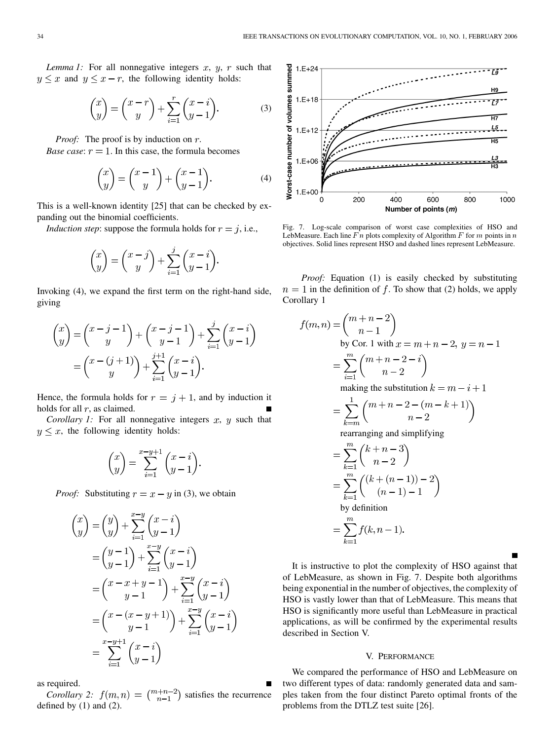*Lemma 1:* For all nonnegative integers $x$, $y$, $r$ such that $y \leq x$ and $y \leq x - r$, the following identity holds:

$$\binom{x}{y} = \binom{x-r}{y} + \sum_{i=1}^{r} \binom{x-i}{y-1}. \tag{3}$$

*Proof:* The proof is by induction on $r$.

*Base case*: $r = 1$. In this case, the formula becomes

$$\binom{x}{y} = \binom{x-1}{y} + \binom{x-1}{y-1}. \tag{4}$$

This is a well-known identity [25] that can be checked by expanding out the binomial coefficients.

*Induction step*: suppose the formula holds for $r = j$, i.e.,

$$\binom{x}{y} = \binom{x-j}{y} + \sum_{i=1}^{j} \binom{x-i}{y-1}.$$

Invoking (4), we expand the first term on the right-hand side, giving

$$\begin{aligned}\binom{x}{y} &= \binom{x-j-1}{y} + \binom{x-j-1}{y-1} + \sum_{i=1}^{j} \binom{x-i}{y-1} \\ &= \binom{x-(j+1)}{y} + \sum_{i=1}^{j+1} \binom{x-i}{y-1}.\end{aligned}$$

Hence, the formula holds for $r = j + 1$, and by induction it holds for all $r$, as claimed. ■

*Corollary 1:* For all nonnegative integers $x$, $y$ such that $y \leq x$, the following identity holds:

$$\binom{x}{y} = \sum_{i=1}^{x-y+1} \binom{x-i}{y-1}.$$

*Proof:* Substituting $r = x - y$ in (3), we obtain

$$\begin{aligned}\binom{x}{y} &= \binom{y}{y} + \sum_{i=1}^{x-y} \binom{x-i}{y-1} \\ &= \binom{y-1}{y-1} + \sum_{i=1}^{x-y} \binom{x-i}{y-1} \\ &= \binom{x-x+y-1}{y-1} + \sum_{i=1}^{x-y} \binom{x-i}{y-1} \\ &= \binom{x-(x-y+1)}{y-1} + \sum_{i=1}^{x-y} \binom{x-i}{y-1} \\ &= \sum_{i=1}^{x-y+1} \binom{x-i}{y-1}\end{aligned}$$

as required. ■

*Corollary 2:* $f(m, n) = \binom{m+n-2}{n-1}$ satisfies the recurrence defined by (1) and (2).

Fig. 7. Log-scale comparison of worst case complexities of HSO and LebMeasure. Each line $Fn$ plots complexity of Algorithm $F$ for $m$ points in $n$ objectives. Solid lines represent HSO and dashed lines represent LebMeasure.

*Proof:* Equation (1) is easily checked by substituting $n = 1$ in the definition of $f$. To show that (2) holds, we apply Corollary 1

$$\begin{aligned}f(m,n) &= \binom{m+n-2}{n-1} \\ &\quad \text{by Cor. 1 with } x = m+n-2,\ y = n-1 \\ &= \sum_{i=1}^{m} \binom{m+n-2-i}{n-2} \\ &\quad \text{making the substitution } k = m-i+1 \\ &= \sum_{k=m}^{1} \binom{m+n-2-(m-k+1)}{n-2} \\ &\quad \text{rearranging and simplifying} \\ &= \sum_{k=1}^{m} \binom{k+n-3}{n-2} \\ &= \sum_{k=1}^{m} \binom{(k+(n-1))-2}{(n-1)-1} \\ &\quad \text{by definition} \\ &= \sum_{k=1}^{m} f(k, n-1).\end{aligned}$$

■

It is instructive to plot the complexity of HSO against that of LebMeasure, as shown in Fig. 7. Despite both algorithms being exponential in the number of objectives, the complexity of HSO is vastly lower than that of LebMeasure. This means that HSO is significantly more useful than LebMeasure in practical applications, as will be confirmed by the experimental results described in Section V.

## V. Performance

We compared the performance of HSO and LebMeasure on two different types of data: randomly generated data and samples taken from the four distinct Pareto optimal fronts of the problems from the DTLZ test suite [26].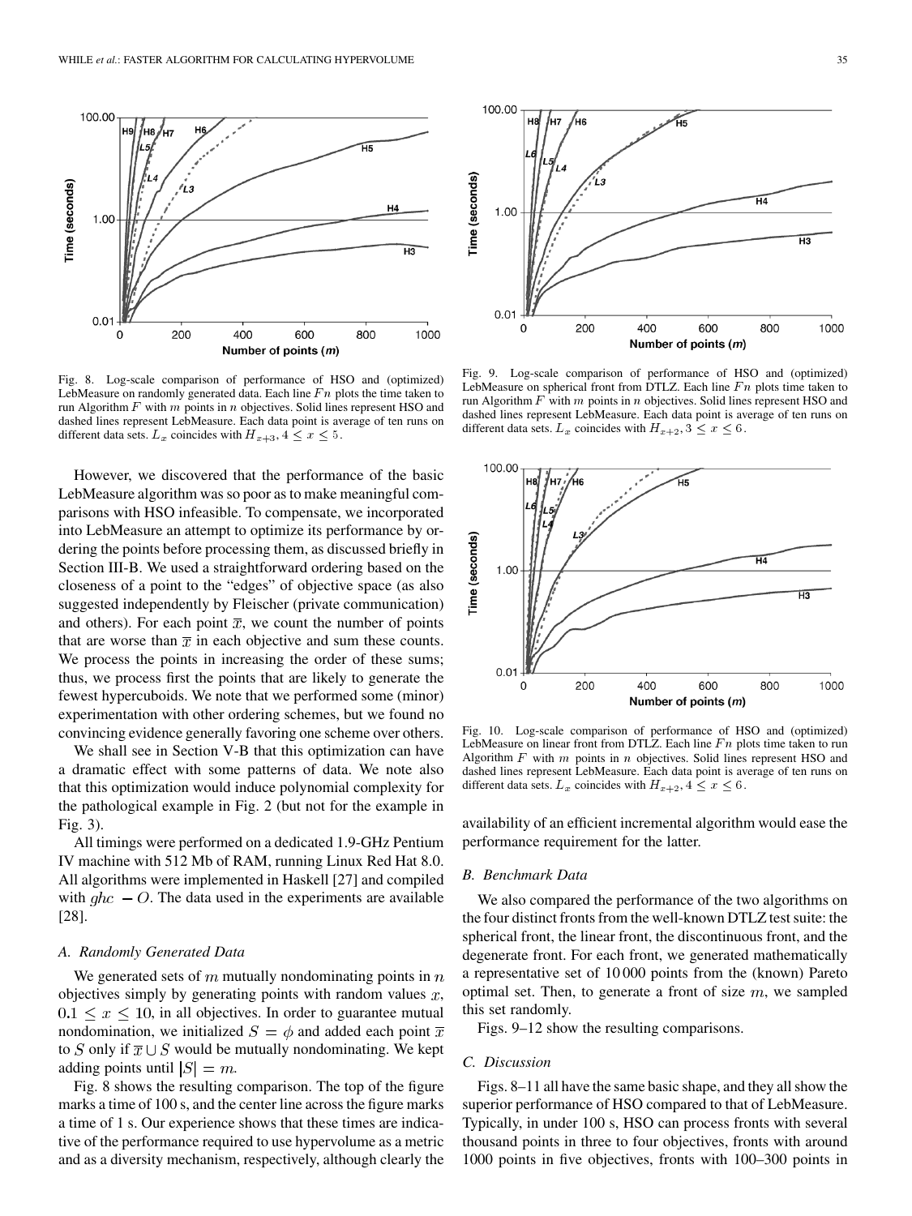Fig. 8. Log-scale comparison of performance of HSO and (optimized) LebMeasure on randomly generated data. Each line $Fn$ plots the time taken to run Algorithm $F$ with $m$ points in $n$ objectives. Solid lines represent HSO and dashed lines represent LebMeasure. Each data point is average of ten runs on different data sets. $L_x$ coincides with $H_{x+3}, 4 \leq x \leq 5$.

Fig. 9. Log-scale comparison of performance of HSO and (optimized) LebMeasure on spherical front from DTLZ. Each line $Fn$ plots time taken to run Algorithm $F$ with $m$ points in $n$ objectives. Solid lines represent HSO and dashed lines represent LebMeasure. Each data point is average of ten runs on different data sets. $L_x$ coincides with $H_{x+2}, 3 \leq x \leq 6$.

Fig. 10. Log-scale comparison of performance of HSO and (optimized) LebMeasure on linear front from DTLZ. Each line $Fn$ plots time taken to run Algorithm $F$ with $m$ points in $n$ objectives. Solid lines represent HSO and dashed lines represent LebMeasure. Each data point is average of ten runs on different data sets. $L_x$ coincides with $H_{x+2}, 4 \leq x \leq 6$.

However, we discovered that the performance of the basic LebMeasure algorithm was so poor as to make meaningful comparisons with HSO infeasible. To compensate, we incorporated into LebMeasure an attempt to optimize its performance by ordering the points before processing them, as discussed briefly in Section III-B. We used a straightforward ordering based on the closeness of a point to the "edges" of objective space (as also suggested independently by Fleischer (private communication) and others). For each point $\overline{x}$, we count the number of points that are worse than $\overline{x}$ in each objective and sum these counts. We process the points in increasing the order of these sums; thus, we process first the points that are likely to generate the fewest hypercuboids. We note that we performed some (minor) experimentation with other ordering schemes, but we found no convincing evidence generally favoring one scheme over others.

We shall see in Section V-B that this optimization can have a dramatic effect with some patterns of data. We note also that this optimization would induce polynomial complexity for the pathological example in Fig. 2 (but not for the example in Fig. 3).

All timings were performed on a dedicated 1.9-GHz Pentium IV machine with 512 Mb of RAM, running Linux Red Hat 8.0. All algorithms were implemented in Haskell [27] and compiled with $ghc\ -O$. The data used in the experiments are available [28].

### A. Randomly Generated Data

We generated sets of $m$ mutually nondominating points in $n$ objectives simply by generating points with random values $x$, $0.1 \leq x \leq 10$, in all objectives. In order to guarantee mutual nondomination, we initialized $S = \phi$ and added each point $\overline{x}$ to $S$ only if $\overline{x} \cup S$ would be mutually nondominating. We kept adding points until $|S| = m$.

Fig. 8 shows the resulting comparison. The top of the figure marks a time of 100 s, and the center line across the figure marks a time of 1 s. Our experience shows that these times are indicative of the performance required to use hypervolume as a metric and as a diversity mechanism, respectively, although clearly the availability of an efficient incremental algorithm would ease the performance requirement for the latter.

### B. Benchmark Data

We also compared the performance of the two algorithms on the four distinct fronts from the well-known DTLZ test suite: the spherical front, the linear front, the discontinuous front, and the degenerate front. For each front, we generated mathematically a representative set of 10 000 points from the (known) Pareto optimal set. Then, to generate a front of size $m$, we sampled this set randomly.

Figs. 9–12 show the resulting comparisons.

### C. Discussion

Figs. 8–11 all have the same basic shape, and they all show the superior performance of HSO compared to that of LebMeasure. Typically, in under 100 s, HSO can process fronts with several thousand points in three to four objectives, fronts with around 1000 points in five objectives, fronts with 100–300 points in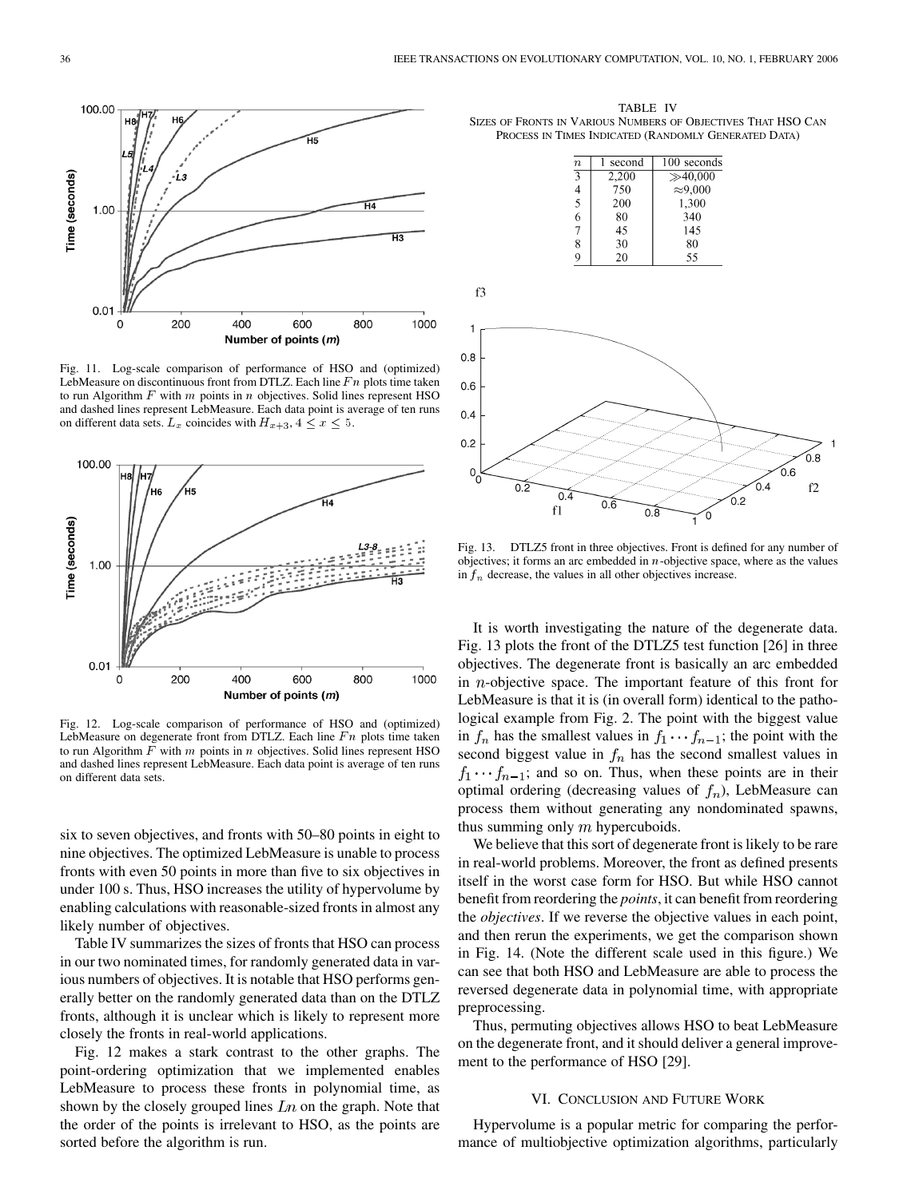Fig. 11. Log-scale comparison of performance of HSO and (optimized) LebMeasure on discontinuous front from DTLZ. Each line $Fn$ plots time taken to run Algorithm $F$ with $m$ points in $n$ objectives. Solid lines represent HSO and dashed lines represent LebMeasure. Each data point is average of ten runs on different data sets. $L_x$ coincides with $H_{x+3}$, $4 \leq x \leq 5$.

Fig. 12. Log-scale comparison of performance of HSO and (optimized) LebMeasure on degenerate front from DTLZ. Each line $Fn$ plots time taken to run Algorithm $F$ with $m$ points in $n$ objectives. Solid lines represent HSO and dashed lines represent LebMeasure. Each data point is average of ten runs on different data sets.

six to seven objectives, and fronts with 50–80 points in eight to nine objectives. The optimized LebMeasure is unable to process fronts with even 50 points in more than five to six objectives in under 100 s. Thus, HSO increases the utility of hypervolume by enabling calculations with reasonable-sized fronts in almost any likely number of objectives.

Table IV summarizes the sizes of fronts that HSO can process in our two nominated times, for randomly generated data in various numbers of objectives. It is notable that HSO performs generally better on the randomly generated data than on the DTLZ fronts, although it is unclear which is likely to represent more closely the fronts in real-world applications.

Fig. 12 makes a stark contrast to the other graphs. The point-ordering optimization that we implemented enables LebMeasure to process these fronts in polynomial time, as shown by the closely grouped lines $Ln$ on the graph. Note that the order of the points is irrelevant to HSO, as the points are sorted before the algorithm is run.

TABLE IV
SIZES OF FRONTS IN VARIOUS NUMBERS OF OBJECTIVES THAT HSO CAN PROCESS IN TIMES INDICATED (RANDOMLY GENERATED DATA)

| $n$ | 1 second | 100 seconds |
|---|---|---|
| 3 | 2,200 | $\gg$40,000 |
| 4 | 750 | $\approx$9,000 |
| 5 | 200 | 1,300 |
| 6 | 80 | 340 |
| 7 | 45 | 145 |
| 8 | 30 | 80 |
| 9 | 20 | 55 |

Fig. 13. DTLZ5 front in three objectives. Front is defined for any number of objectives; it forms an arc embedded in $n$-objective space, where as the values in $f_n$ decrease, the values in all other objectives increase.

It is worth investigating the nature of the degenerate data. Fig. 13 plots the front of the DTLZ5 test function [26] in three objectives. The degenerate front is basically an arc embedded in $n$-objective space. The important feature of this front for LebMeasure is that it is (in overall form) identical to the pathological example from Fig. 2. The point with the biggest value in $f_n$ has the smallest values in $f_1 \cdots f_{n-1}$; the point with the second biggest value in $f_n$ has the second smallest values in $f_1 \cdots f_{n-1}$; and so on. Thus, when these points are in their optimal ordering (decreasing values of $f_n$), LebMeasure can process them without generating any nondominated spawns, thus summing only $m$ hypercuboids.

We believe that this sort of degenerate front is likely to be rare in real-world problems. Moreover, the front as defined presents itself in the worst case form for HSO. But while HSO cannot benefit from reordering the *points*, it can benefit from reordering the *objectives*. If we reverse the objective values in each point, and then rerun the experiments, we get the comparison shown in Fig. 14. (Note the different scale used in this figure.) We can see that both HSO and LebMeasure are able to process the reversed degenerate data in polynomial time, with appropriate preprocessing.

Thus, permuting objectives allows HSO to beat LebMeasure on the degenerate front, and it should deliver a general improvement to the performance of HSO [29].

## VI. Conclusion and Future Work

Hypervolume is a popular metric for comparing the performance of multiobjective optimization algorithms, particularly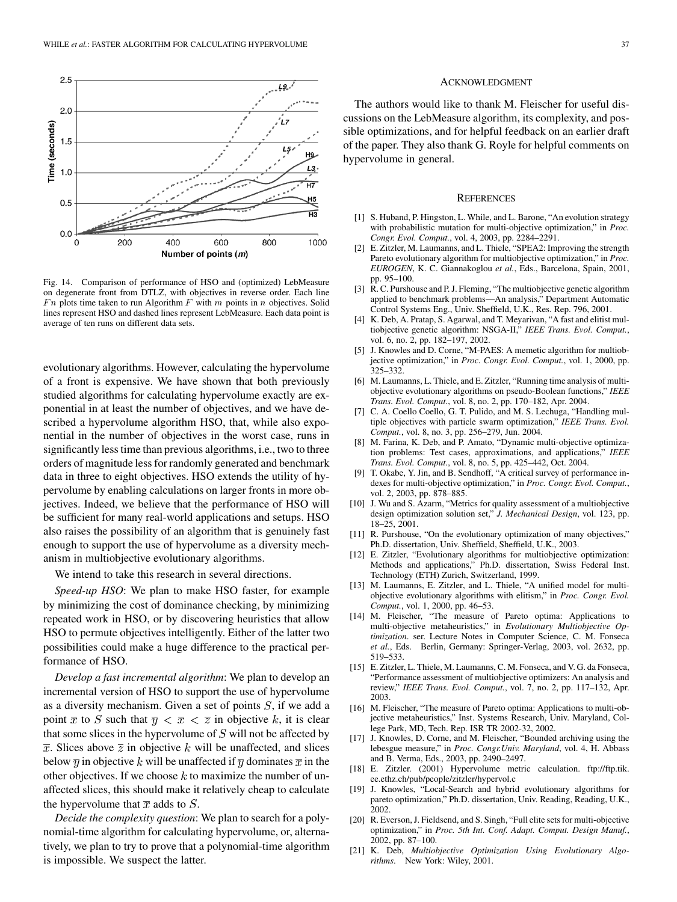Fig. 14. Comparison of performance of HSO and (optimized) LebMeasure on degenerate front from DTLZ, with objectives in reverse order. Each line $Fn$ plots time taken to run Algorithm $F$ with $m$ points in $n$ objectives. Solid lines represent HSO and dashed lines represent LebMeasure. Each data point is average of ten runs on different data sets.

evolutionary algorithms. However, calculating the hypervolume of a front is expensive. We have shown that both previously studied algorithms for calculating hypervolume exactly are exponential in at least the number of objectives, and we have described a hypervolume algorithm HSO, that, while also exponential in the number of objectives in the worst case, runs in significantly less time than previous algorithms, i.e., two to three orders of magnitude less for randomly generated and benchmark data in three to eight objectives. HSO extends the utility of hypervolume by enabling calculations on larger fronts in more objectives. Indeed, we believe that the performance of HSO will be sufficient for many real-world applications and setups. HSO also raises the possibility of an algorithm that is genuinely fast enough to support the use of hypervolume as a diversity mechanism in multiobjective evolutionary algorithms.

We intend to take this research in several directions.

*Speed-up HSO*: We plan to make HSO faster, for example by minimizing the cost of dominance checking, by minimizing repeated work in HSO, or by discovering heuristics that allow HSO to permute objectives intelligently. Either of the latter two possibilities could make a huge difference to the practical performance of HSO.

*Develop a fast incremental algorithm*: We plan to develop an incremental version of HSO to support the use of hypervolume as a diversity mechanism. Given a set of points $S$, if we add a point $\overline{x}$ to $S$ such that $\overline{y} < \overline{x} < \overline{z}$ in objective $k$, it is clear that some slices in the hypervolume of $S$ will not be affected by $\overline{x}$. Slices above $\overline{z}$ in objective $k$ will be unaffected, and slices below $\overline{y}$ in objective $k$ will be unaffected if $\overline{y}$ dominates $\overline{x}$ in the other objectives. If we choose $k$ to maximize the number of unaffected slices, this should make it relatively cheap to calculate the hypervolume that $\overline{x}$ adds to $S$.

*Decide the complexity question*: We plan to search for a polynomial-time algorithm for calculating hypervolume, or, alternatively, we plan to try to prove that a polynomial-time algorithm is impossible. We suspect the latter.

## Acknowledgment

The authors would like to thank M. Fleischer for useful discussions on the LebMeasure algorithm, its complexity, and possible optimizations, and for helpful feedback on an earlier draft of the paper. They also thank G. Royle for helpful comments on hypervolume in general.

## References

[1] S. Huband, P. Hingston, L. While, and L. Barone, "An evolution strategy with probabilistic mutation for multi-objective optimization," in *Proc. Congr. Evol. Comput.*, vol. 4, 2003, pp. 2284–2291.

[2] E. Zitzler, M. Laumanns, and L. Thiele, "SPEA2: Improving the strength Pareto evolutionary algorithm for multiobjective optimization," in *Proc. EUROGEN*, K. C. Giannakoglou *et al.*, Eds., Barcelona, Spain, 2001, pp. 95–100.

[3] R. C. Purshouse and P. J. Fleming, "The multiobjective genetic algorithm applied to benchmark problems—An analysis," Department Automatic Control Systems Eng., Univ. Sheffield, U.K., Res. Rep. 796, 2001.

[4] K. Deb, A. Pratap, S. Agarwal, and T. Meyarivan, "A fast and elitist multiobjective genetic algorithm: NSGA-II," *IEEE Trans. Evol. Comput.*, vol. 6, no. 2, pp. 182–197, 2002.

[5] J. Knowles and D. Corne, "M-PAES: A memetic algorithm for multiobjective optimization," in *Proc. Congr. Evol. Comput.*, vol. 1, 2000, pp. 325–332.

[6] M. Laumanns, L. Thiele, and E. Zitzler, "Running time analysis of multiobjective evolutionary algorithms on pseudo-Boolean functions," *IEEE Trans. Evol. Comput.*, vol. 8, no. 2, pp. 170–182, Apr. 2004.

[7] C. A. Coello Coello, G. T. Pulido, and M. S. Lechuga, "Handling multiple objectives with particle swarm optimization," *IEEE Trans. Evol. Comput.*, vol. 8, no. 3, pp. 256–279, Jun. 2004.

[8] M. Farina, K. Deb, and P. Amato, "Dynamic multi-objective optimization problems: Test cases, approximations, and applications," *IEEE Trans. Evol. Comput.*, vol. 8, no. 5, pp. 425–442, Oct. 2004.

[9] T. Okabe, Y. Jin, and B. Sendhoff, "A critical survey of performance indexes for multi-objective optimization," in *Proc. Congr. Evol. Comput.*, vol. 2, 2003, pp. 878–885.

[10] J. Wu and S. Azarm, "Metrics for quality assessment of a multiobjective design optimization solution set," *J. Mechanical Design*, vol. 123, pp. 18–25, 2001.

[11] R. Purshouse, "On the evolutionary optimization of many objectives," Ph.D. dissertation, Univ. Sheffield, Sheffield, U.K., 2003.

[12] E. Zitzler, "Evolutionary algorithms for multiobjective optimization: Methods and applications," Ph.D. dissertation, Swiss Federal Inst. Technology (ETH) Zurich, Switzerland, 1999.

[13] M. Laumanns, E. Zitzler, and L. Thiele, "A unified model for multiobjective evolutionary algorithms with elitism," in *Proc. Congr. Evol. Comput.*, vol. 1, 2000, pp. 46–53.

[14] M. Fleischer, "The measure of Pareto optima: Applications to multi-objective metaheuristics," in *Evolutionary Multiobjective Optimization*. ser. Lecture Notes in Computer Science, C. M. Fonseca *et al.*, Eds. Berlin, Germany: Springer-Verlag, 2003, vol. 2632, pp. 519–533.

[15] E. Zitzler, L. Thiele, M. Laumanns, C. M. Fonseca, and V. G. da Fonseca, "Performance assessment of multiobjective optimizers: An analysis and review," *IEEE Trans. Evol. Comput.*, vol. 7, no. 2, pp. 117–132, Apr. 2003.

[16] M. Fleischer, "The measure of Pareto optima: Applications to multi-objective metaheuristics," Inst. Systems Research, Univ. Maryland, College Park, MD, Tech. Rep. ISR TR 2002-32, 2002.

[17] J. Knowles, D. Corne, and M. Fleischer, "Bounded archiving using the lebesgue measure," in *Proc. Congr.Univ. Maryland*, vol. 4, H. Abbass and B. Verma, Eds., 2003, pp. 2490–2497.

[18] E. Zitzler. (2001) Hypervolume metric calculation. ftp://ftp.tik.ee.ethz.ch/pub/people/zitzler/hypervol.c

[19] J. Knowles, "Local-Search and hybrid evolutionary algorithms for pareto optimization," Ph.D. dissertation, Univ. Reading, Reading, U.K., 2002.

[20] R. Everson, J. Fieldsend, and S. Singh, "Full elite sets for multi-objective optimization," in *Proc. 5th Int. Conf. Adapt. Comput. Design Manuf.*, 2002, pp. 87–100.

[21] K. Deb, *Multiobjective Optimization Using Evolutionary Algorithms*. New York: Wiley, 2001.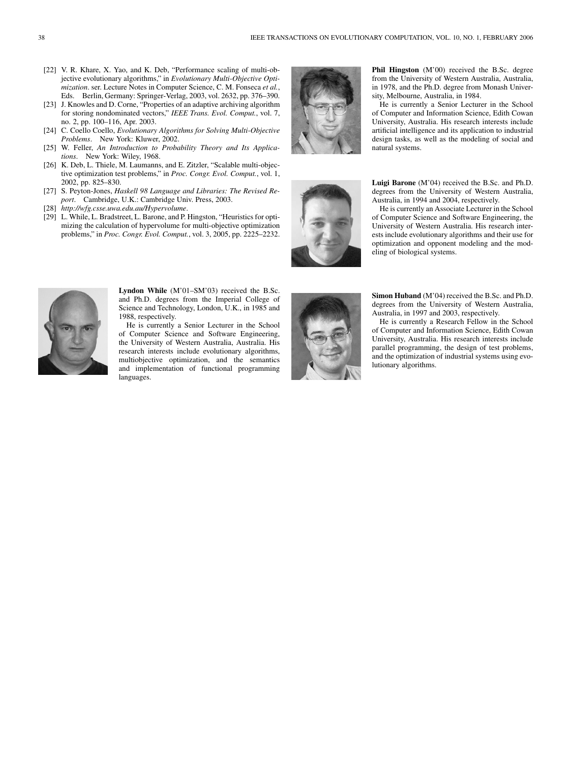[22] V. R. Khare, X. Yao, and K. Deb, "Performance scaling of multi-objective evolutionary algorithms," in *Evolutionary Multi-Objective Optimization*. ser. Lecture Notes in Computer Science, C. M. Fonseca *et al.*, Eds. Berlin, Germany: Springer-Verlag, 2003, vol. 2632, pp. 376–390.

[23] J. Knowles and D. Corne, "Properties of an adaptive archiving algorithm for storing nondominated vectors," *IEEE Trans. Evol. Comput.*, vol. 7, no. 2, pp. 100–116, Apr. 2003.

[24] C. Coello Coello, *Evolutionary Algorithms for Solving Multi-Objective Problems*. New York: Kluwer, 2002.

[25] W. Feller, *An Introduction to Probability Theory and Its Applications*. New York: Wiley, 1968.

[26] K. Deb, L. Thiele, M. Laumanns, and E. Zitzler, "Scalable multi-objective optimization test problems," in *Proc. Congr. Evol. Comput.*, vol. 1, 2002, pp. 825–830.

[27] S. Peyton-Jones, *Haskell 98 Language and Libraries: The Revised Report*. Cambridge, U.K.: Cambridge Univ. Press, 2003.

[28] *http://wfg.csse.uwa.edu.au/Hypervolume*.

[29] L. While, L. Bradstreet, L. Barone, and P. Hingston, "Heuristics for optimizing the calculation of hypervolume for multi-objective optimization problems," in *Proc. Congr. Evol. Comput.*, vol. 3, 2005, pp. 2225–2232.

**Lyndon While** (M'01–SM'03) received the B.Sc. and Ph.D. degrees from the Imperial College of Science and Technology, London, U.K., in 1985 and 1988, respectively.

He is currently a Senior Lecturer in the School of Computer Science and Software Engineering, the University of Western Australia, Australia. His research interests include evolutionary algorithms, multiobjective optimization, and the semantics and implementation of functional programming languages.

**Phil Hingston** (M'00) received the B.Sc. degree from the University of Western Australia, Australia, in 1978, and the Ph.D. degree from Monash University, Melbourne, Australia, in 1984.

He is currently a Senior Lecturer in the School of Computer and Information Science, Edith Cowan University, Australia. His research interests include artificial intelligence and its application to industrial design tasks, as well as the modeling of social and natural systems.

**Luigi Barone** (M'04) received the B.Sc. and Ph.D. degrees from the University of Western Australia, Australia, in 1994 and 2004, respectively.

He is currently an Associate Lecturer in the School of Computer Science and Software Engineering, the University of Western Australia. His research interests include evolutionary algorithms and their use for optimization and opponent modeling and the modeling of biological systems.

**Simon Huband** (M'04) received the B.Sc. and Ph.D. degrees from the University of Western Australia, Australia, in 1997 and 2003, respectively.

He is currently a Research Fellow in the School of Computer and Information Science, Edith Cowan University, Australia. His research interests include parallel programming, the design of test problems, and the optimization of industrial systems using evolutionary algorithms.